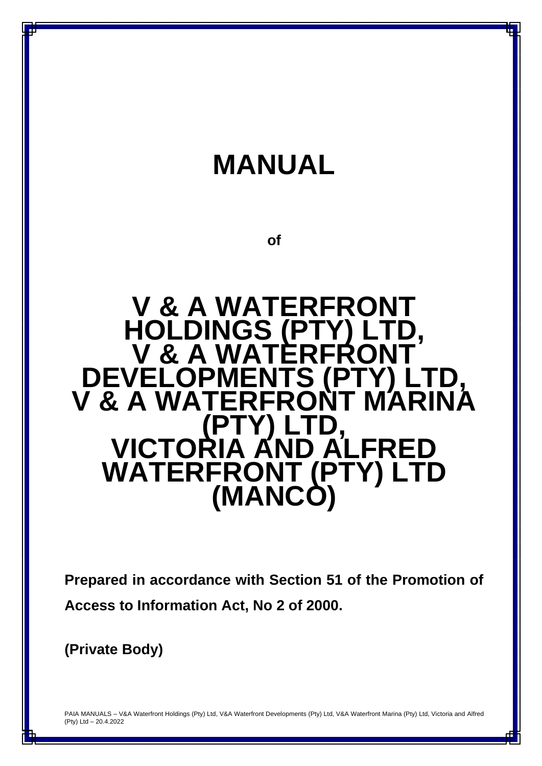# MANUAL

**of**

# V & A WATERFRONT HOLDINGS (PTY) LTD, V & A WATERFRONT DEVELOPMENTS (PTY) LTD, V & A WATERFRONT MARINA (PTY) LTD, VICTORIA AND ALFRED WATERFRONT (PTY) LTD (MANCO)

**Prepared in accordance with Section 51 of the Promotion of Access to Information Act, No 2 of 2000.**

**(Private Body)**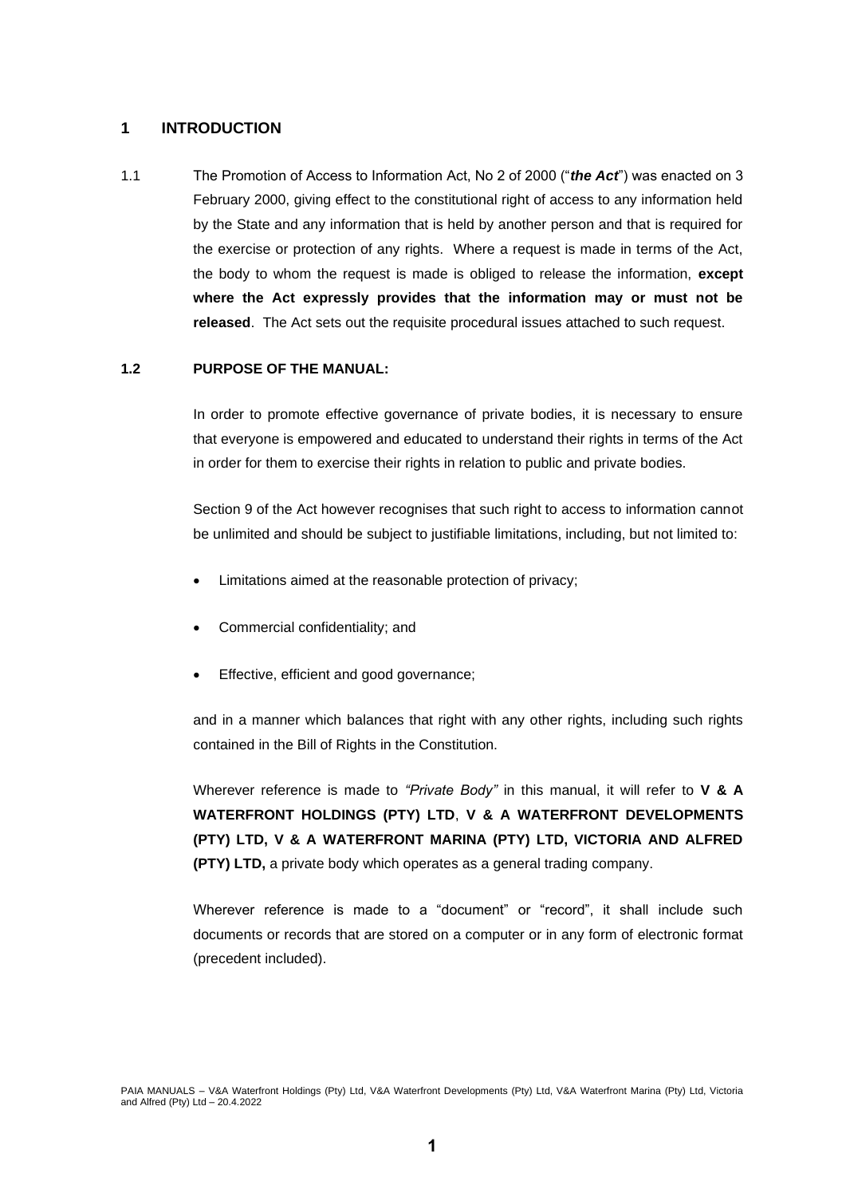## 1 INTRODUCTION

1.1 The Promotion of Access to Information Act, No 2 of 2000 ("***the Act***") was enacted on 3 February 2000, giving effect to the constitutional right of access to any information held by the State and any information that is held by another person and that is required for the exercise or protection of any rights. Where a request is made in terms of the Act, the body to whom the request is made is obliged to release the information, **except where the Act expressly provides that the information may or must not be released**. The Act sets out the requisite procedural issues attached to such request.

### 1.2 PURPOSE OF THE MANUAL:

In order to promote effective governance of private bodies, it is necessary to ensure that everyone is empowered and educated to understand their rights in terms of the Act in order for them to exercise their rights in relation to public and private bodies.

Section 9 of the Act however recognises that such right to access to information cannot be unlimited and should be subject to justifiable limitations, including, but not limited to:

- Limitations aimed at the reasonable protection of privacy;
- Commercial confidentiality; and
- Effective, efficient and good governance;

and in a manner which balances that right with any other rights, including such rights contained in the Bill of Rights in the Constitution.

Wherever reference is made to *"Private Body"* in this manual, it will refer to **V & A WATERFRONT HOLDINGS (PTY) LTD**, **V & A WATERFRONT DEVELOPMENTS (PTY) LTD, V & A WATERFRONT MARINA (PTY) LTD, VICTORIA AND ALFRED (PTY) LTD,** a private body which operates as a general trading company.

Wherever reference is made to a "document" or "record", it shall include such documents or records that are stored on a computer or in any form of electronic format (precedent included).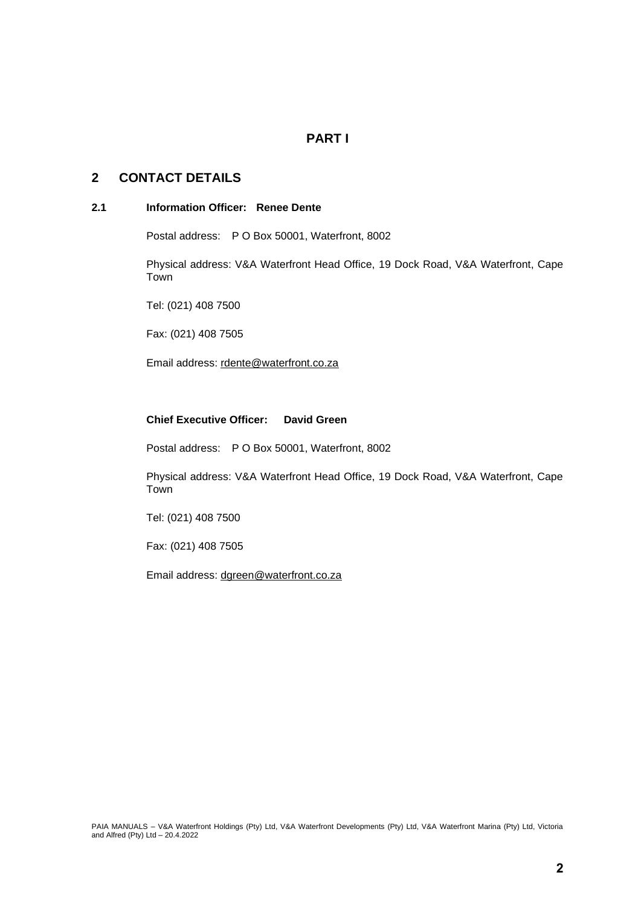# PART I

## 2 CONTACT DETAILS

### 2.1 Information Officer: Renee Dente

Postal address: P O Box 50001, Waterfront, 8002

Physical address: V&A Waterfront Head Office, 19 Dock Road, V&A Waterfront, Cape Town

Tel: (021) 408 7500

Fax: (021) 408 7505

Email address: rdente@waterfront.co.za

**Chief Executive Officer: David Green**

Postal address: P O Box 50001, Waterfront, 8002

Physical address: V&A Waterfront Head Office, 19 Dock Road, V&A Waterfront, Cape Town

Tel: (021) 408 7500

Fax: (021) 408 7505

Email address: dgreen@waterfront.co.za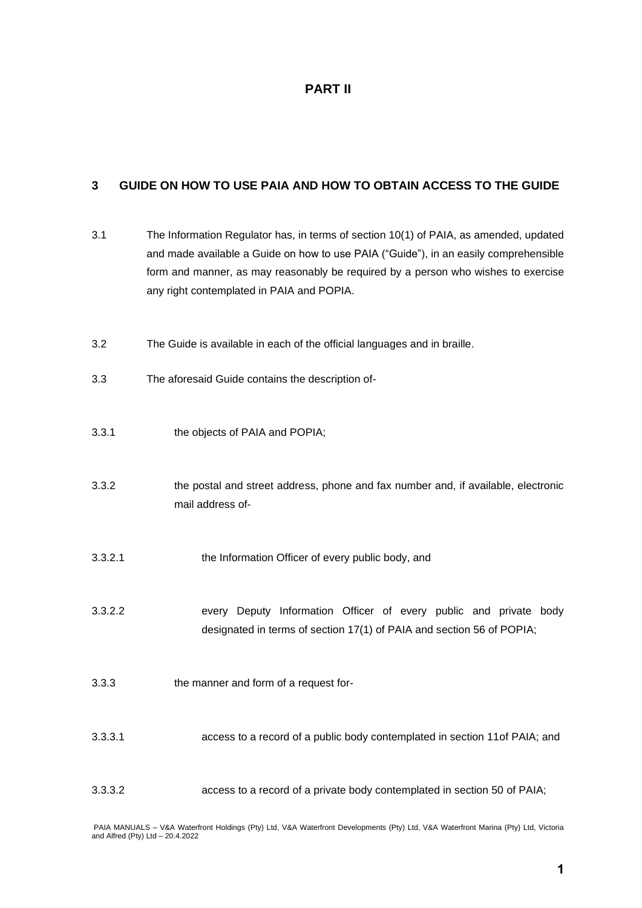# PART II

## 3 GUIDE ON HOW TO USE PAIA AND HOW TO OBTAIN ACCESS TO THE GUIDE

3.1 The Information Regulator has, in terms of section 10(1) of PAIA, as amended, updated and made available a Guide on how to use PAIA ("Guide"), in an easily comprehensible form and manner, as may reasonably be required by a person who wishes to exercise any right contemplated in PAIA and POPIA.

3.2 The Guide is available in each of the official languages and in braille.

3.3 The aforesaid Guide contains the description of-

3.3.1 the objects of PAIA and POPIA;

3.3.2 the postal and street address, phone and fax number and, if available, electronic mail address of-

3.3.2.1 the Information Officer of every public body, and

3.3.2.2 every Deputy Information Officer of every public and private body designated in terms of section 17(1) of PAIA and section 56 of POPIA;

3.3.3 the manner and form of a request for-

3.3.3.1 access to a record of a public body contemplated in section 11of PAIA; and

3.3.3.2 access to a record of a private body contemplated in section 50 of PAIA;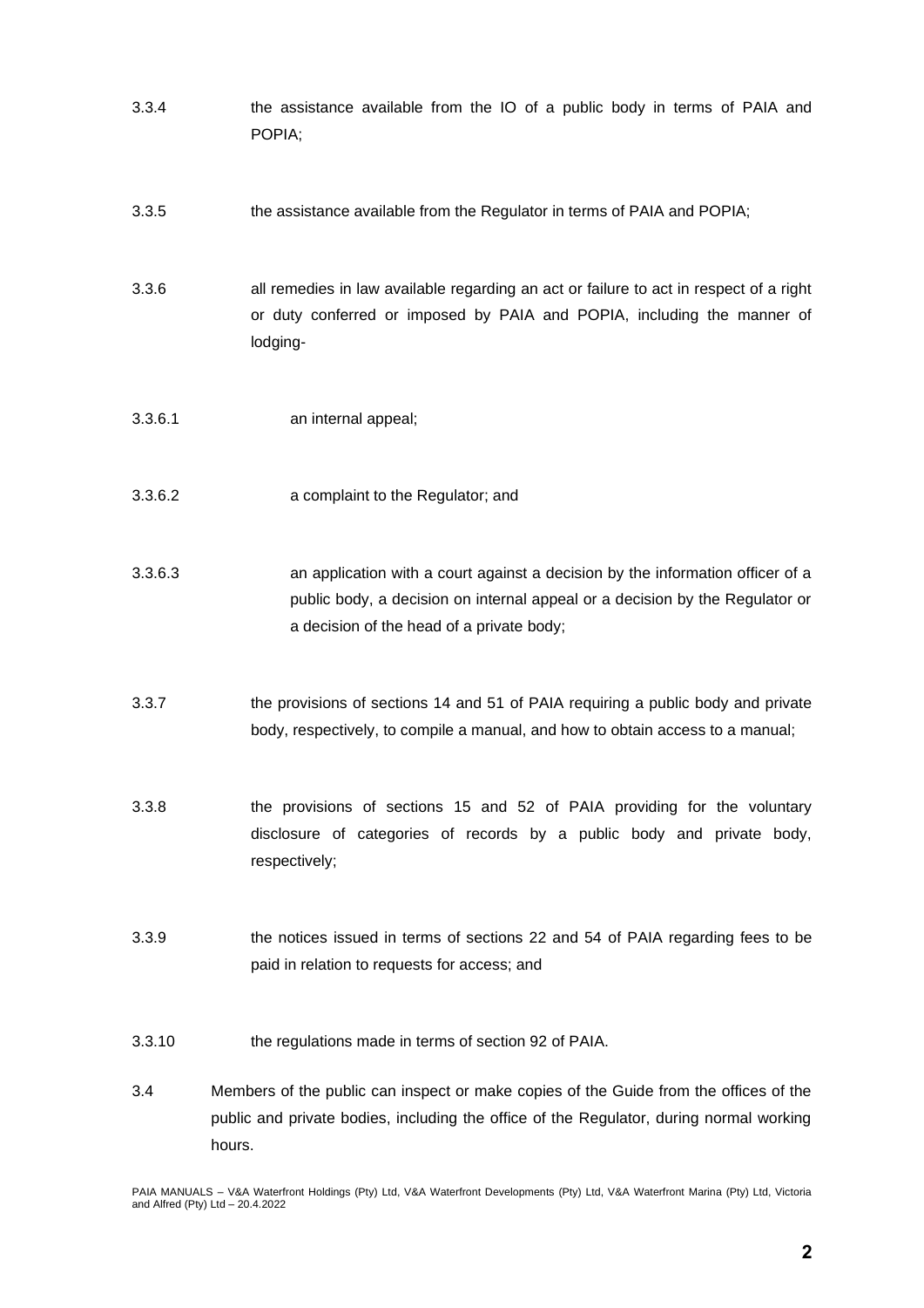3.3.4 the assistance available from the IO of a public body in terms of PAIA and POPIA;

3.3.5 the assistance available from the Regulator in terms of PAIA and POPIA;

3.3.6 all remedies in law available regarding an act or failure to act in respect of a right or duty conferred or imposed by PAIA and POPIA, including the manner of lodging-

3.3.6.1 an internal appeal;

3.3.6.2 a complaint to the Regulator; and

3.3.6.3 an application with a court against a decision by the information officer of a public body, a decision on internal appeal or a decision by the Regulator or a decision of the head of a private body;

3.3.7 the provisions of sections 14 and 51 of PAIA requiring a public body and private body, respectively, to compile a manual, and how to obtain access to a manual;

3.3.8 the provisions of sections 15 and 52 of PAIA providing for the voluntary disclosure of categories of records by a public body and private body, respectively;

3.3.9 the notices issued in terms of sections 22 and 54 of PAIA regarding fees to be paid in relation to requests for access; and

3.3.10 the regulations made in terms of section 92 of PAIA.

3.4 Members of the public can inspect or make copies of the Guide from the offices of the public and private bodies, including the office of the Regulator, during normal working hours.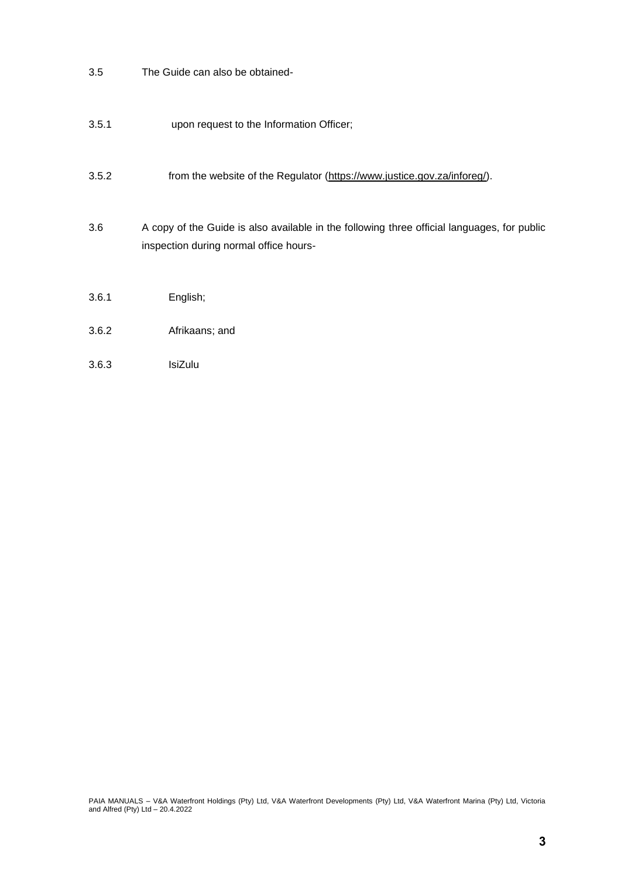3.5 The Guide can also be obtained-

3.5.1 upon request to the Information Officer;

3.5.2 from the website of the Regulator (https://www.justice.gov.za/inforeg/).

3.6 A copy of the Guide is also available in the following three official languages, for public inspection during normal office hours-

3.6.1 English;

3.6.2 Afrikaans; and

3.6.3 IsiZulu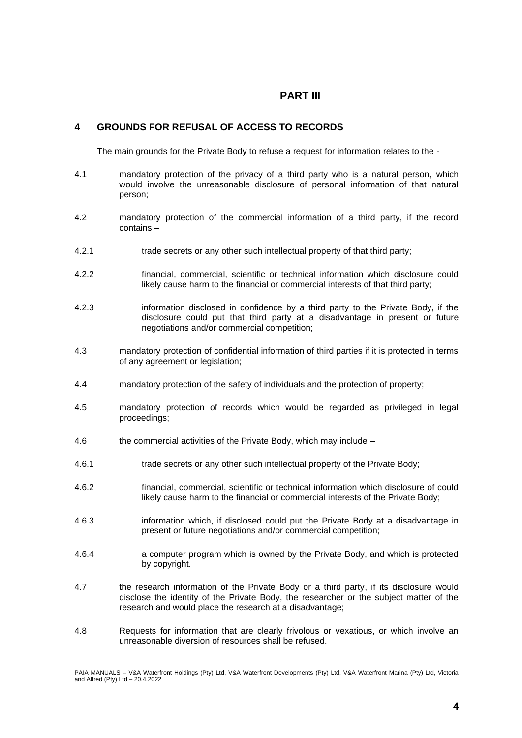## PART III

### 4 GROUNDS FOR REFUSAL OF ACCESS TO RECORDS

The main grounds for the Private Body to refuse a request for information relates to the -

4.1 mandatory protection of the privacy of a third party who is a natural person, which would involve the unreasonable disclosure of personal information of that natural person;

4.2 mandatory protection of the commercial information of a third party, if the record contains –

4.2.1 trade secrets or any other such intellectual property of that third party;

4.2.2 financial, commercial, scientific or technical information which disclosure could likely cause harm to the financial or commercial interests of that third party;

4.2.3 information disclosed in confidence by a third party to the Private Body, if the disclosure could put that third party at a disadvantage in present or future negotiations and/or commercial competition;

4.3 mandatory protection of confidential information of third parties if it is protected in terms of any agreement or legislation;

4.4 mandatory protection of the safety of individuals and the protection of property;

4.5 mandatory protection of records which would be regarded as privileged in legal proceedings;

4.6 the commercial activities of the Private Body, which may include –

4.6.1 trade secrets or any other such intellectual property of the Private Body;

4.6.2 financial, commercial, scientific or technical information which disclosure of could likely cause harm to the financial or commercial interests of the Private Body;

4.6.3 information which, if disclosed could put the Private Body at a disadvantage in present or future negotiations and/or commercial competition;

4.6.4 a computer program which is owned by the Private Body, and which is protected by copyright.

4.7 the research information of the Private Body or a third party, if its disclosure would disclose the identity of the Private Body, the researcher or the subject matter of the research and would place the research at a disadvantage;

4.8 Requests for information that are clearly frivolous or vexatious, or which involve an unreasonable diversion of resources shall be refused.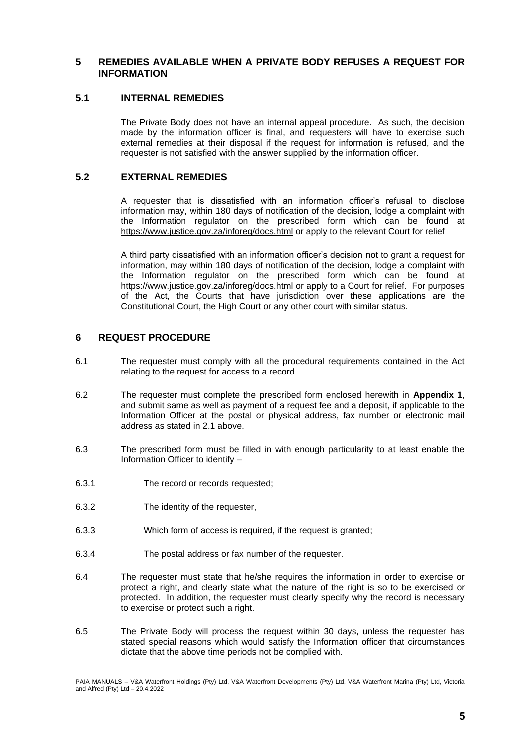## 5 REMEDIES AVAILABLE WHEN A PRIVATE BODY REFUSES A REQUEST FOR INFORMATION

### 5.1 INTERNAL REMEDIES

The Private Body does not have an internal appeal procedure. As such, the decision made by the information officer is final, and requesters will have to exercise such external remedies at their disposal if the request for information is refused, and the requester is not satisfied with the answer supplied by the information officer.

### 5.2 EXTERNAL REMEDIES

A requester that is dissatisfied with an information officer's refusal to disclose information may, within 180 days of notification of the decision, lodge a complaint with the Information regulator on the prescribed form which can be found at https://www.justice.gov.za/inforeg/docs.html or apply to the relevant Court for relief

A third party dissatisfied with an information officer's decision not to grant a request for information, may within 180 days of notification of the decision, lodge a complaint with the Information regulator on the prescribed form which can be found at https://www.justice.gov.za/inforeg/docs.html or apply to a Court for relief. For purposes of the Act, the Courts that have jurisdiction over these applications are the Constitutional Court, the High Court or any other court with similar status.

## 6 REQUEST PROCEDURE

6.1 The requester must comply with all the procedural requirements contained in the Act relating to the request for access to a record.

6.2 The requester must complete the prescribed form enclosed herewith in **Appendix 1**, and submit same as well as payment of a request fee and a deposit, if applicable to the Information Officer at the postal or physical address, fax number or electronic mail address as stated in 2.1 above.

6.3 The prescribed form must be filled in with enough particularity to at least enable the Information Officer to identify –

6.3.1 The record or records requested;

6.3.2 The identity of the requester,

6.3.3 Which form of access is required, if the request is granted;

6.3.4 The postal address or fax number of the requester.

6.4 The requester must state that he/she requires the information in order to exercise or protect a right, and clearly state what the nature of the right is so to be exercised or protected. In addition, the requester must clearly specify why the record is necessary to exercise or protect such a right.

6.5 The Private Body will process the request within 30 days, unless the requester has stated special reasons which would satisfy the Information officer that circumstances dictate that the above time periods not be complied with.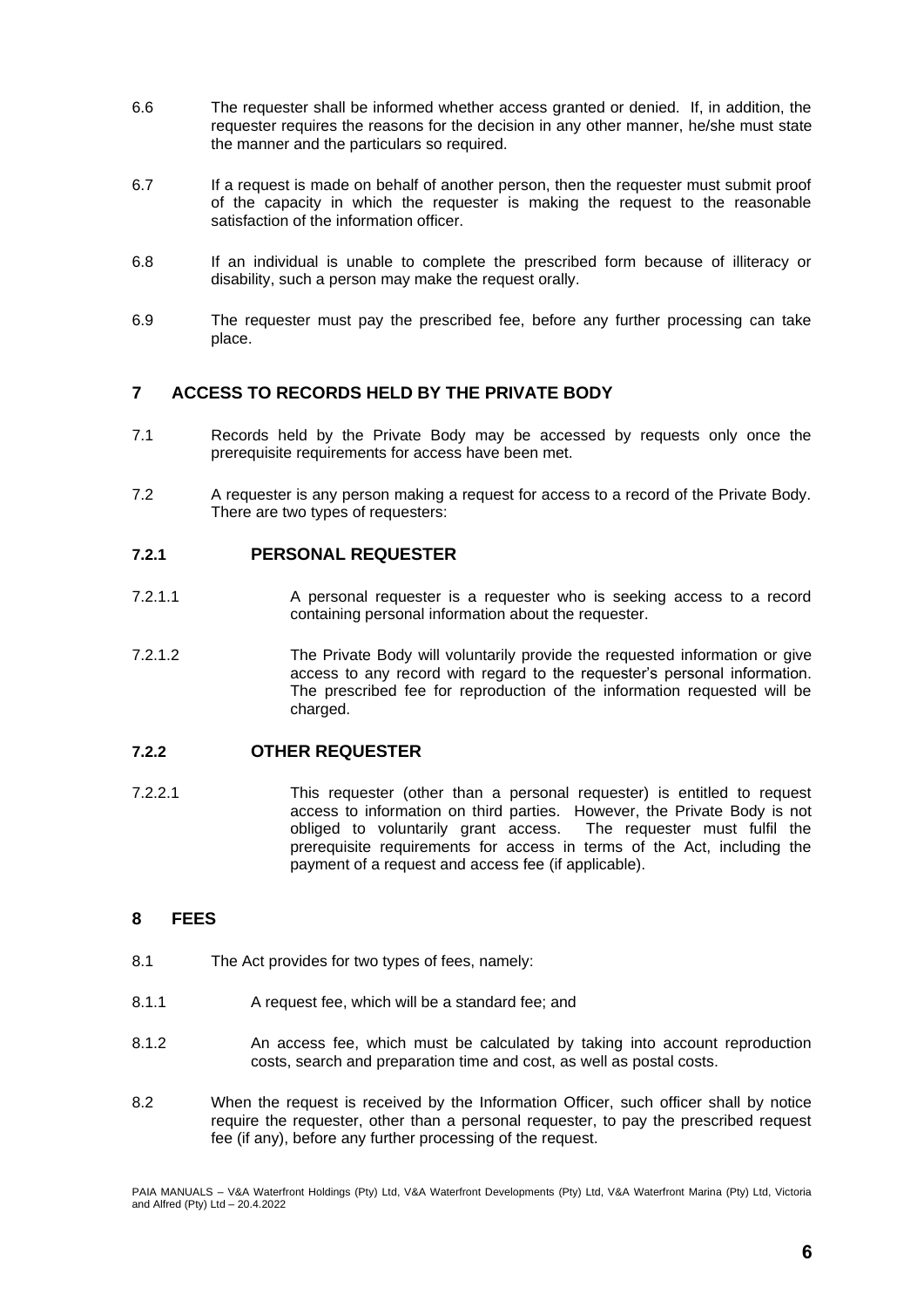6.6 The requester shall be informed whether access granted or denied. If, in addition, the requester requires the reasons for the decision in any other manner, he/she must state the manner and the particulars so required.

6.7 If a request is made on behalf of another person, then the requester must submit proof of the capacity in which the requester is making the request to the reasonable satisfaction of the information officer.

6.8 If an individual is unable to complete the prescribed form because of illiteracy or disability, such a person may make the request orally.

6.9 The requester must pay the prescribed fee, before any further processing can take place.

## 7 ACCESS TO RECORDS HELD BY THE PRIVATE BODY

7.1 Records held by the Private Body may be accessed by requests only once the prerequisite requirements for access have been met.

7.2 A requester is any person making a request for access to a record of the Private Body. There are two types of requesters:

### 7.2.1 PERSONAL REQUESTER

7.2.1.1 A personal requester is a requester who is seeking access to a record containing personal information about the requester.

7.2.1.2 The Private Body will voluntarily provide the requested information or give access to any record with regard to the requester's personal information. The prescribed fee for reproduction of the information requested will be charged.

### 7.2.2 OTHER REQUESTER

7.2.2.1 This requester (other than a personal requester) is entitled to request access to information on third parties. However, the Private Body is not obliged to voluntarily grant access. The requester must fulfil the prerequisite requirements for access in terms of the Act, including the payment of a request and access fee (if applicable).

## 8 FEES

8.1 The Act provides for two types of fees, namely:

8.1.1 A request fee, which will be a standard fee; and

8.1.2 An access fee, which must be calculated by taking into account reproduction costs, search and preparation time and cost, as well as postal costs.

8.2 When the request is received by the Information Officer, such officer shall by notice require the requester, other than a personal requester, to pay the prescribed request fee (if any), before any further processing of the request.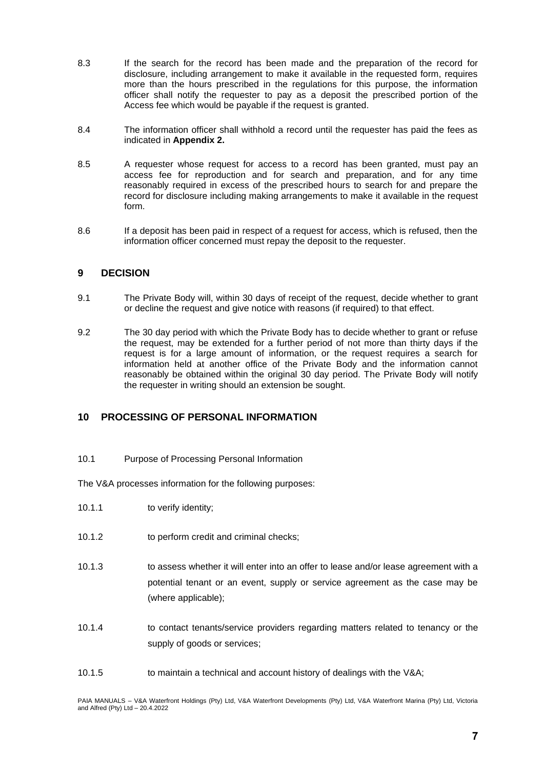8.3 If the search for the record has been made and the preparation of the record for disclosure, including arrangement to make it available in the requested form, requires more than the hours prescribed in the regulations for this purpose, the information officer shall notify the requester to pay as a deposit the prescribed portion of the Access fee which would be payable if the request is granted.

8.4 The information officer shall withhold a record until the requester has paid the fees as indicated in **Appendix 2.**

8.5 A requester whose request for access to a record has been granted, must pay an access fee for reproduction and for search and preparation, and for any time reasonably required in excess of the prescribed hours to search for and prepare the record for disclosure including making arrangements to make it available in the request form.

8.6 If a deposit has been paid in respect of a request for access, which is refused, then the information officer concerned must repay the deposit to the requester.

## 9 DECISION

9.1 The Private Body will, within 30 days of receipt of the request, decide whether to grant or decline the request and give notice with reasons (if required) to that effect.

9.2 The 30 day period with which the Private Body has to decide whether to grant or refuse the request, may be extended for a further period of not more than thirty days if the request is for a large amount of information, or the request requires a search for information held at another office of the Private Body and the information cannot reasonably be obtained within the original 30 day period. The Private Body will notify the requester in writing should an extension be sought.

## 10 PROCESSING OF PERSONAL INFORMATION

10.1 Purpose of Processing Personal Information

The V&A processes information for the following purposes:

10.1.1 to verify identity;

10.1.2 to perform credit and criminal checks;

10.1.3 to assess whether it will enter into an offer to lease and/or lease agreement with a potential tenant or an event, supply or service agreement as the case may be (where applicable);

10.1.4 to contact tenants/service providers regarding matters related to tenancy or the supply of goods or services;

10.1.5 to maintain a technical and account history of dealings with the V&A;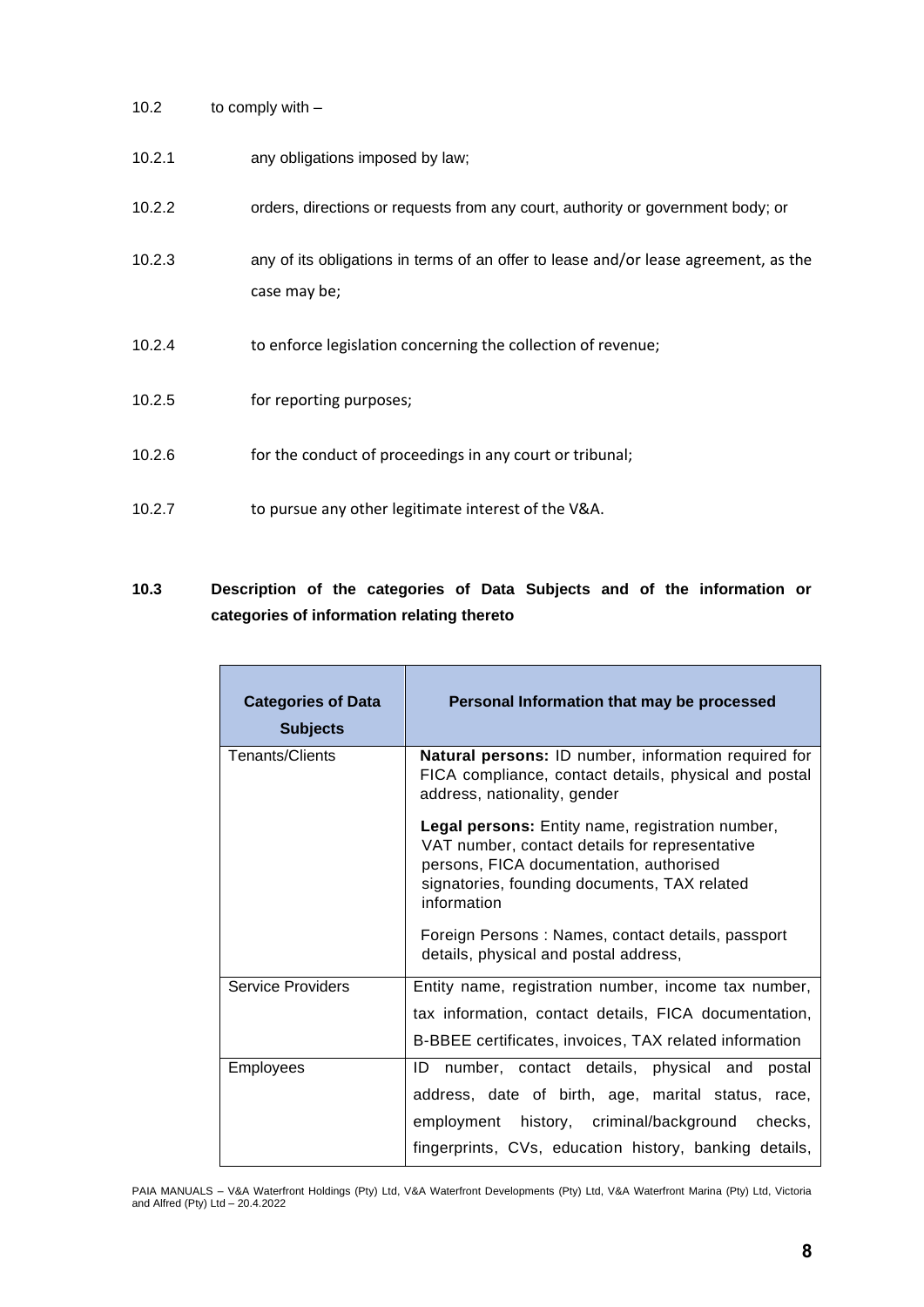10.2 to comply with –

10.2.1 any obligations imposed by law;

10.2.2 orders, directions or requests from any court, authority or government body; or

10.2.3 any of its obligations in terms of an offer to lease and/or lease agreement, as the case may be;

10.2.4 to enforce legislation concerning the collection of revenue;

10.2.5 for reporting purposes;

10.2.6 for the conduct of proceedings in any court or tribunal;

10.2.7 to pursue any other legitimate interest of the V&A.

**10.3 Description of the categories of Data Subjects and of the information or categories of information relating thereto**

| Categories of Data Subjects | Personal Information that may be processed |
|---|---|
| Tenants/Clients | **Natural persons:** ID number, information required for FICA compliance, contact details, physical and postal address, nationality, gender<br><br>**Legal persons:** Entity name, registration number, VAT number, contact details for representative persons, FICA documentation, authorised signatories, founding documents, TAX related information<br><br>Foreign Persons : Names, contact details, passport details, physical and postal address, |
| Service Providers | Entity name, registration number, income tax number, tax information, contact details, FICA documentation, B-BBEE certificates, invoices, TAX related information |
| Employees | ID number, contact details, physical and postal address, date of birth, age, marital status, race, employment history, criminal/background checks, fingerprints, CVs, education history, banking details, |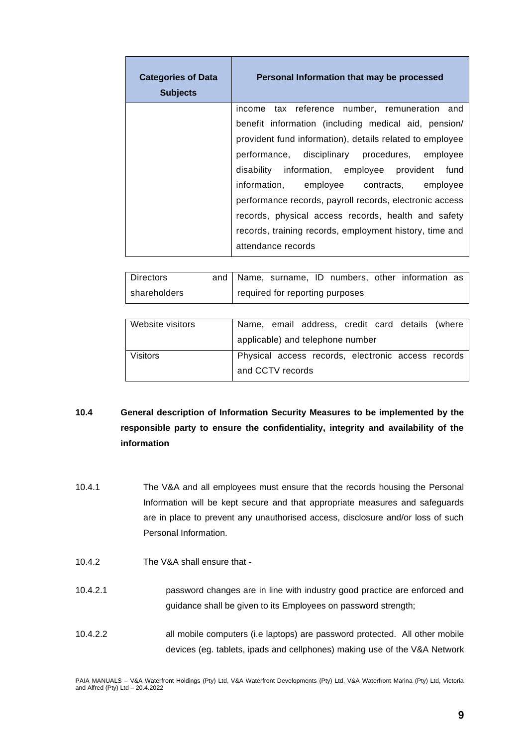| Categories of Data Subjects | Personal Information that may be processed |
|---|---|
| | income tax reference number, remuneration and benefit information (including medical aid, pension/ provident fund information), details related to employee performance, disciplinary procedures, employee disability information, employee provident fund information, employee contracts, employee performance records, payroll records, electronic access records, physical access records, health and safety records, training records, employment history, time and attendance records |
| Directors and shareholders | Name, surname, ID numbers, other information as required for reporting purposes |
| Website visitors | Name, email address, credit card details (where applicable) and telephone number |
| Visitors | Physical access records, electronic access records and CCTV records |

**10.4 General description of Information Security Measures to be implemented by the responsible party to ensure the confidentiality, integrity and availability of the information**

10.4.1 The V&A and all employees must ensure that the records housing the Personal Information will be kept secure and that appropriate measures and safeguards are in place to prevent any unauthorised access, disclosure and/or loss of such Personal Information.

10.4.2 The V&A shall ensure that -

10.4.2.1 password changes are in line with industry good practice are enforced and guidance shall be given to its Employees on password strength;

10.4.2.2 all mobile computers (i.e laptops) are password protected. All other mobile devices (eg. tablets, ipads and cellphones) making use of the V&A Network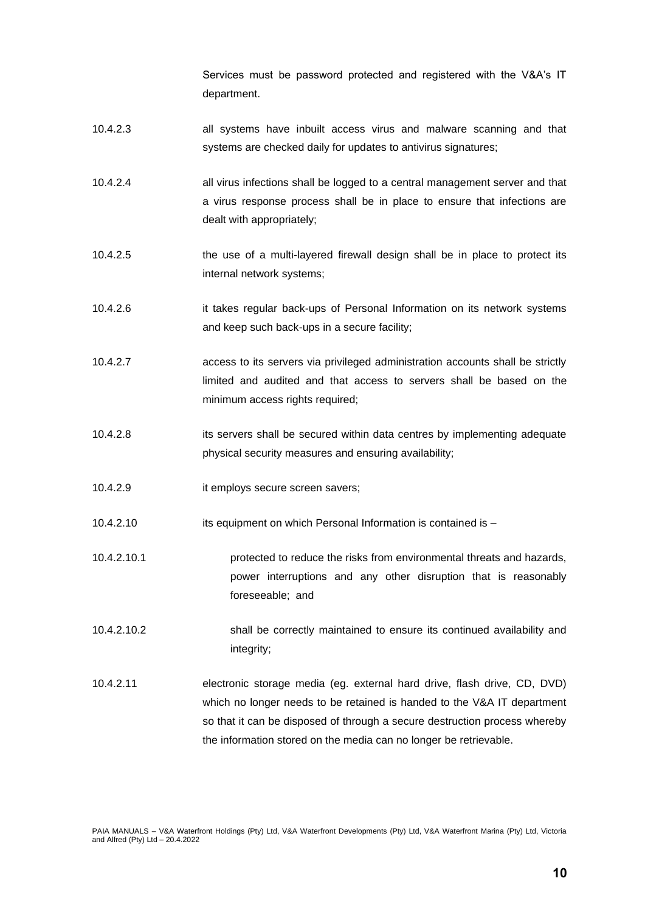Services must be password protected and registered with the V&A's IT department.

10.4.2.3 all systems have inbuilt access virus and malware scanning and that systems are checked daily for updates to antivirus signatures;

10.4.2.4 all virus infections shall be logged to a central management server and that a virus response process shall be in place to ensure that infections are dealt with appropriately;

10.4.2.5 the use of a multi-layered firewall design shall be in place to protect its internal network systems;

10.4.2.6 it takes regular back-ups of Personal Information on its network systems and keep such back-ups in a secure facility;

10.4.2.7 access to its servers via privileged administration accounts shall be strictly limited and audited and that access to servers shall be based on the minimum access rights required;

10.4.2.8 its servers shall be secured within data centres by implementing adequate physical security measures and ensuring availability;

10.4.2.9 it employs secure screen savers;

10.4.2.10 its equipment on which Personal Information is contained is –

10.4.2.10.1 protected to reduce the risks from environmental threats and hazards, power interruptions and any other disruption that is reasonably foreseeable; and

10.4.2.10.2 shall be correctly maintained to ensure its continued availability and integrity;

10.4.2.11 electronic storage media (eg. external hard drive, flash drive, CD, DVD) which no longer needs to be retained is handed to the V&A IT department so that it can be disposed of through a secure destruction process whereby the information stored on the media can no longer be retrievable.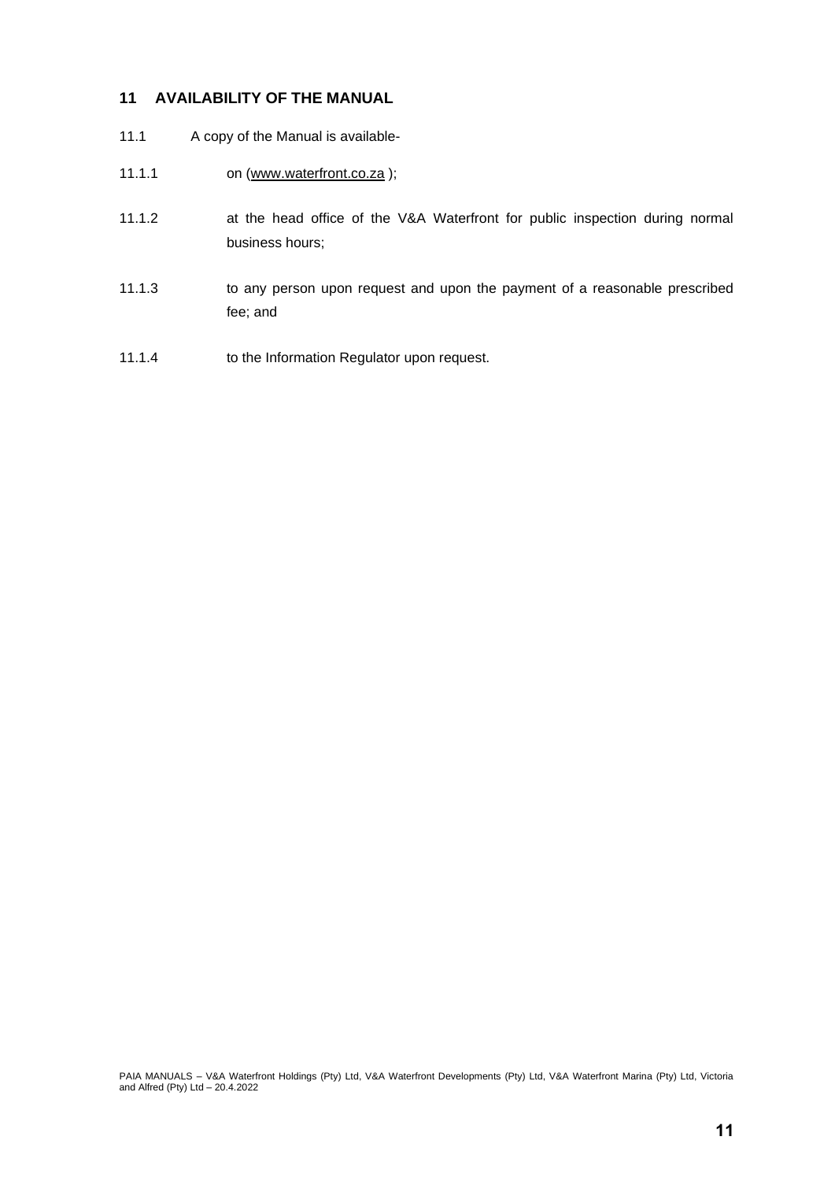## 11 AVAILABILITY OF THE MANUAL

11.1 A copy of the Manual is available-

11.1.1 on (www.waterfront.co.za );

11.1.2 at the head office of the V&A Waterfront for public inspection during normal business hours;

11.1.3 to any person upon request and upon the payment of a reasonable prescribed fee; and

11.1.4 to the Information Regulator upon request.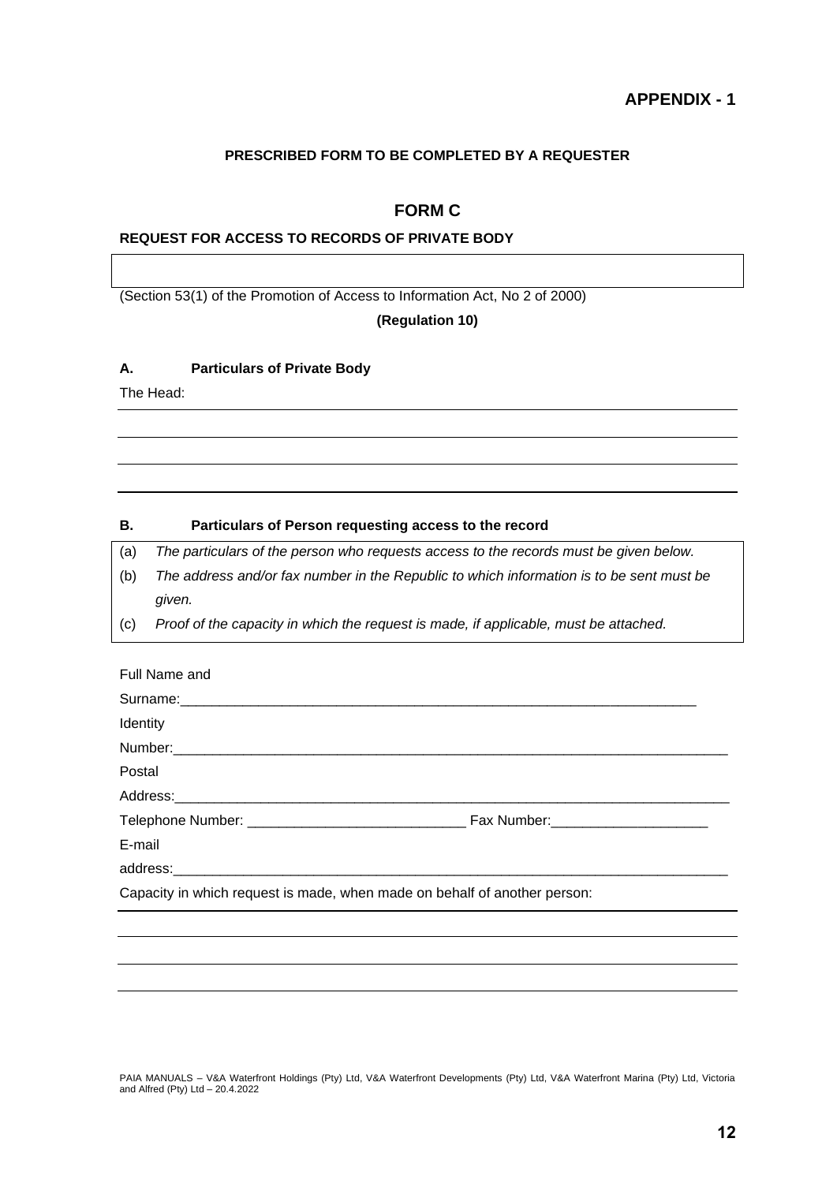**APPENDIX - 1**

**PRESCRIBED FORM TO BE COMPLETED BY A REQUESTER**

## FORM C

**REQUEST FOR ACCESS TO RECORDS OF PRIVATE BODY**

(Section 53(1) of the Promotion of Access to Information Act, No 2 of 2000)

**(Regulation 10)**

**A. Particulars of Private Body**

The Head:

______________________________________________________________________

______________________________________________________________________

______________________________________________________________________

______________________________________________________________________

**B. Particulars of Person requesting access to the record**

(a) *The particulars of the person who requests access to the records must be given below.*

(b) *The address and/or fax number in the Republic to which information is to be sent must be given.*

(c) *Proof of the capacity in which the request is made, if applicable, must be attached.*

Full Name and Surname:______________________________________________________________________

Identity Number:______________________________________________________________________

Postal Address:______________________________________________________________________

Telephone Number: ____________________________ Fax Number:____________________

E-mail address:______________________________________________________________________

Capacity in which request is made, when made on behalf of another person:

______________________________________________________________________

______________________________________________________________________

______________________________________________________________________

______________________________________________________________________

PAIA MANUALS – V&A Waterfront Holdings (Pty) Ltd, V&A Waterfront Developments (Pty) Ltd, V&A Waterfront Marina (Pty) Ltd, Victoria and Alfred (Pty) Ltd – 20.4.2022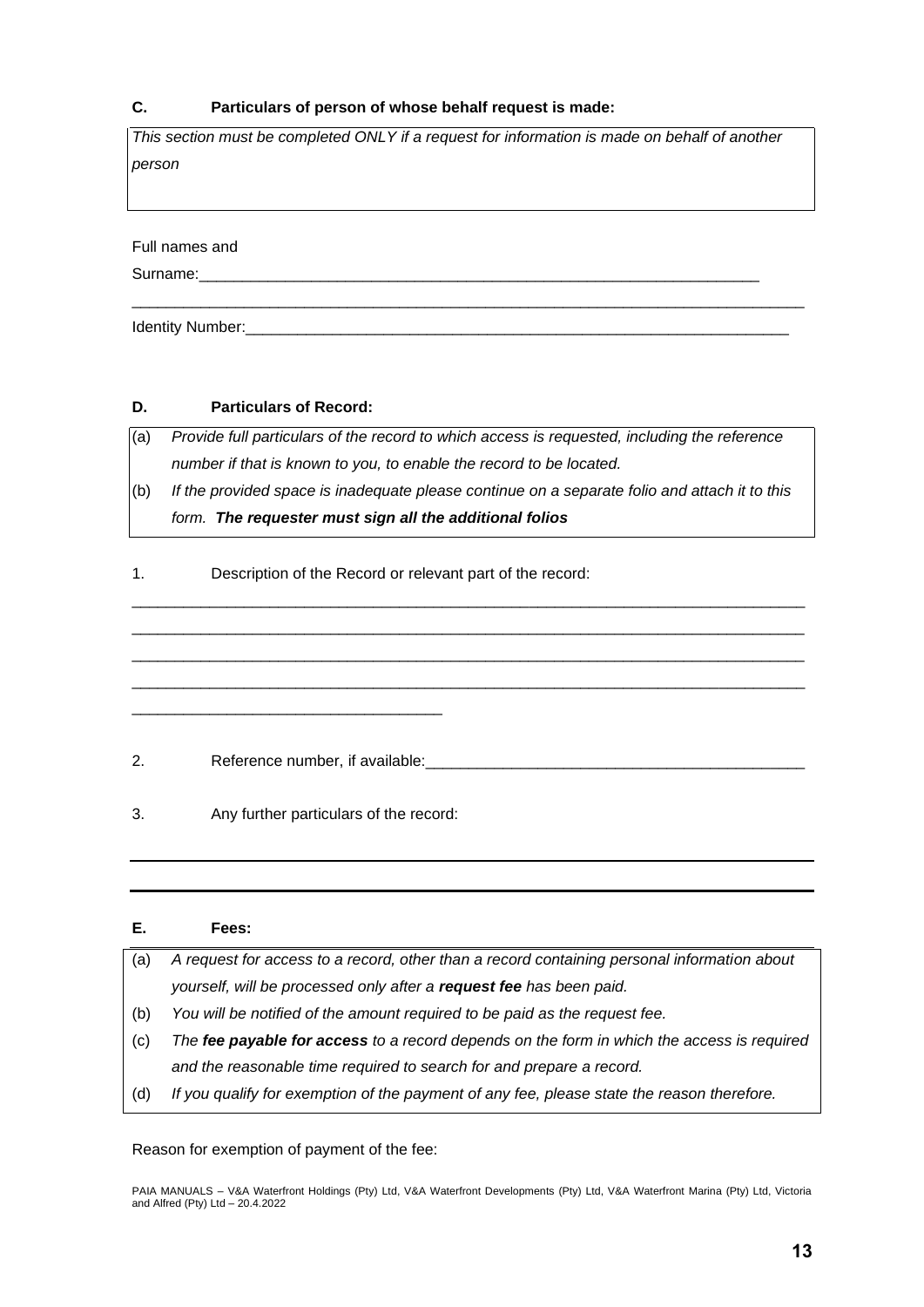**C. Particulars of person of whose behalf request is made:**

*This section must be completed ONLY if a request for information is made on behalf of another person*

Full names and Surname:____________________________________________________________________

______________________________________________________________________________

Identity Number:__________________________________________________________________

**D. Particulars of Record:**

(a) *Provide full particulars of the record to which access is requested, including the reference number if that is known to you, to enable the record to be located.*

(b) *If the provided space is inadequate please continue on a separate folio and attach it to this form.* ***The requester must sign all the additional folios***

1. Description of the Record or relevant part of the record:

______________________________________________________________________________

______________________________________________________________________________

______________________________________________________________________________

______________________________________________________________________________

___________________________________

2. Reference number, if available:____________________________________________

3. Any further particulars of the record:

______________________________________________________________________________

______________________________________________________________________________

**E. Fees:**

(a) *A request for access to a record, other than a record containing personal information about yourself, will be processed only after a* ***request fee*** *has been paid.*

(b) *You will be notified of the amount required to be paid as the request fee.*

(c) *The* ***fee payable for access*** *to a record depends on the form in which the access is required and the reasonable time required to search for and prepare a record.*

(d) *If you qualify for exemption of the payment of any fee, please state the reason therefore.*

Reason for exemption of payment of the fee: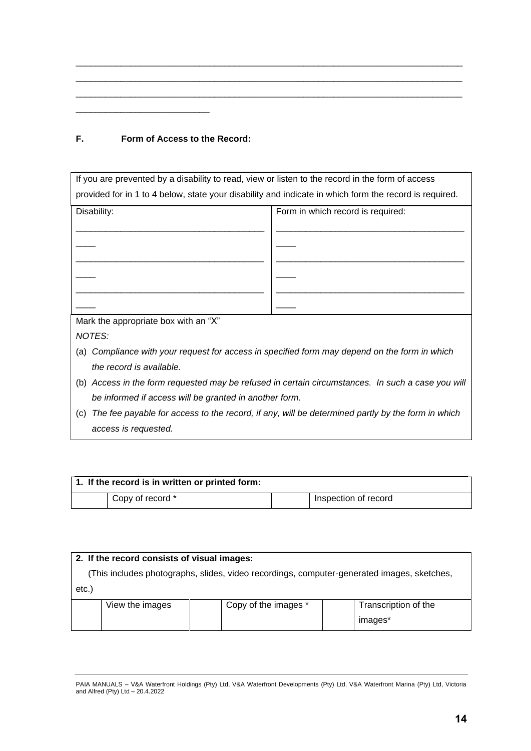\_\_\_\_\_\_\_\_\_\_\_\_\_\_\_\_\_\_\_\_\_\_\_\_\_\_\_\_\_\_\_\_\_\_\_\_\_\_\_\_\_\_\_\_\_\_\_\_\_\_\_\_\_\_\_\_\_\_\_\_\_\_\_\_\_\_\_\_\_\_\_\_\_\_\_\_\_\_\_\_
\_\_\_\_\_\_\_\_\_\_\_\_\_\_\_\_\_\_\_\_\_\_\_\_\_\_\_\_\_\_\_\_\_\_\_\_\_\_\_\_\_\_\_\_\_\_\_\_\_\_\_\_\_\_\_\_\_\_\_\_\_\_\_\_\_\_\_\_\_\_\_\_\_\_\_\_\_\_\_\_
\_\_\_\_\_\_\_\_\_\_\_\_\_\_\_\_\_\_\_\_\_\_\_\_\_\_\_\_\_\_\_\_\_\_\_\_\_\_\_\_\_\_\_\_\_\_\_\_\_\_\_\_\_\_\_\_\_\_\_\_\_\_\_\_\_\_\_\_\_\_\_\_\_\_\_\_\_\_\_\_
\_\_\_\_\_\_\_\_\_\_\_\_\_\_\_\_\_\_\_\_\_\_\_\_\_\_\_\_

**F. Form of Access to the Record:**

| If you are prevented by a disability to read, view or listen to the record in the form of access provided for in 1 to 4 below, state your disability and indicate in which form the record is required. | |
|---|---|
| Disability: | Form in which record is required: |
| \_\_\_\_\_\_\_\_\_\_\_\_\_\_\_\_\_\_\_\_\_\_\_\_\_\_\_\_\_\_\_\_\_\_\_\_\_\_\_\_ | \_\_\_\_\_\_\_\_\_\_\_\_\_\_\_\_\_\_\_\_\_\_\_\_\_\_\_\_\_\_\_\_\_\_\_\_\_\_\_\_ |
| \_\_\_\_\_\_\_\_\_\_\_\_\_\_\_\_\_\_\_\_\_\_\_\_\_\_\_\_\_\_\_\_\_\_\_\_\_\_\_\_ | \_\_\_\_\_\_\_\_\_\_\_\_\_\_\_\_\_\_\_\_\_\_\_\_\_\_\_\_\_\_\_\_\_\_\_\_\_\_\_\_ |
| \_\_\_\_\_\_\_\_\_\_\_\_\_\_\_\_\_\_\_\_\_\_\_\_\_\_\_\_\_\_\_\_\_\_\_\_\_\_\_\_ | \_\_\_\_\_\_\_\_\_\_\_\_\_\_\_\_\_\_\_\_\_\_\_\_\_\_\_\_\_\_\_\_\_\_\_\_\_\_\_\_ |

Mark the appropriate box with an "X"

*NOTES:*

(a) *Compliance with your request for access in specified form may depend on the form in which the record is available.*

(b) *Access in the form requested may be refused in certain circumstances. In such a case you will be informed if access will be granted in another form.*

(c) *The fee payable for access to the record, if any, will be determined partly by the form in which access is requested.*

| **1. If the record is in written or printed form:** | | | |
|---|---|---|---|
| | Copy of record * | | Inspection of record |

| **2. If the record consists of visual images:** (This includes photographs, slides, video recordings, computer-generated images, sketches, etc.) | | | | | |
|---|---|---|---|---|---|
| | View the images | | Copy of the images * | | Transcription of the images* |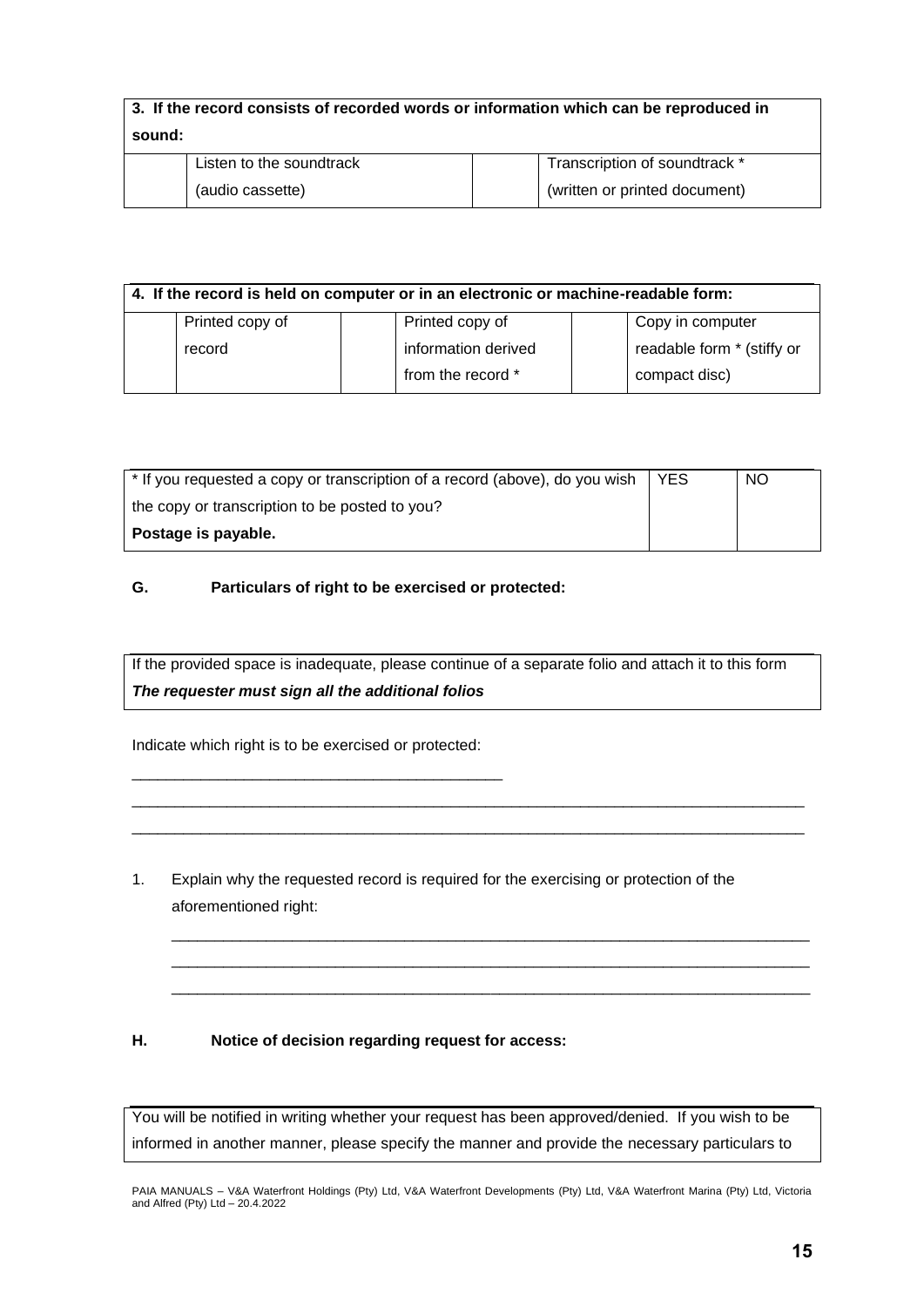| **3. If the record consists of recorded words or information which can be reproduced in sound:** | | | |
|---|---|---|---|
| | Listen to the soundtrack (audio cassette) | | Transcription of soundtrack * (written or printed document) |

| **4. If the record is held on computer or in an electronic or machine-readable form:** | | | | | |
|---|---|---|---|---|---|
| | Printed copy of record | | Printed copy of information derived from the record * | | Copy in computer readable form * (stiffy or compact disc) |

| * If you requested a copy or transcription of a record (above), do you wish the copy or transcription to be posted to you? **Postage is payable.** | YES | NO |
|---|---|---|

**G. Particulars of right to be exercised or protected:**

| If the provided space is inadequate, please continue of a separate folio and attach it to this form<br>***The requester must sign all the additional folios*** |
|---|

Indicate which right is to be exercised or protected:

____________________________________________

________________________________________________________________________________

________________________________________________________________________________

1. Explain why the requested record is required for the exercising or protection of the aforementioned right:

   ____________________________________________________________________________

   ____________________________________________________________________________

   ____________________________________________________________________________

**H. Notice of decision regarding request for access:**

| You will be notified in writing whether your request has been approved/denied. If you wish to be informed in another manner, please specify the manner and provide the necessary particulars to |
|---|

PAIA MANUALS – V&A Waterfront Holdings (Pty) Ltd, V&A Waterfront Developments (Pty) Ltd, V&A Waterfront Marina (Pty) Ltd, Victoria and Alfred (Pty) Ltd – 20.4.2022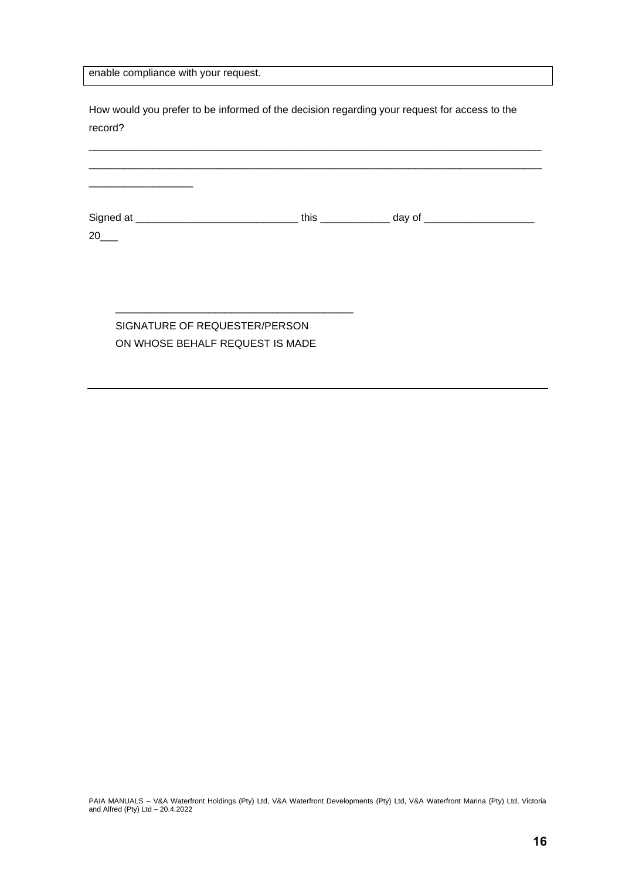| enable compliance with your request. |
|---|

How would you prefer to be informed of the decision regarding your request for access to the record?

_______________________________________________________________________________
_______________________________________________________________________________
__________________

Signed at ____________________________ this ____________ day of ___________________ 20___

_________________________________________
SIGNATURE OF REQUESTER/PERSON
ON WHOSE BEHALF REQUEST IS MADE

---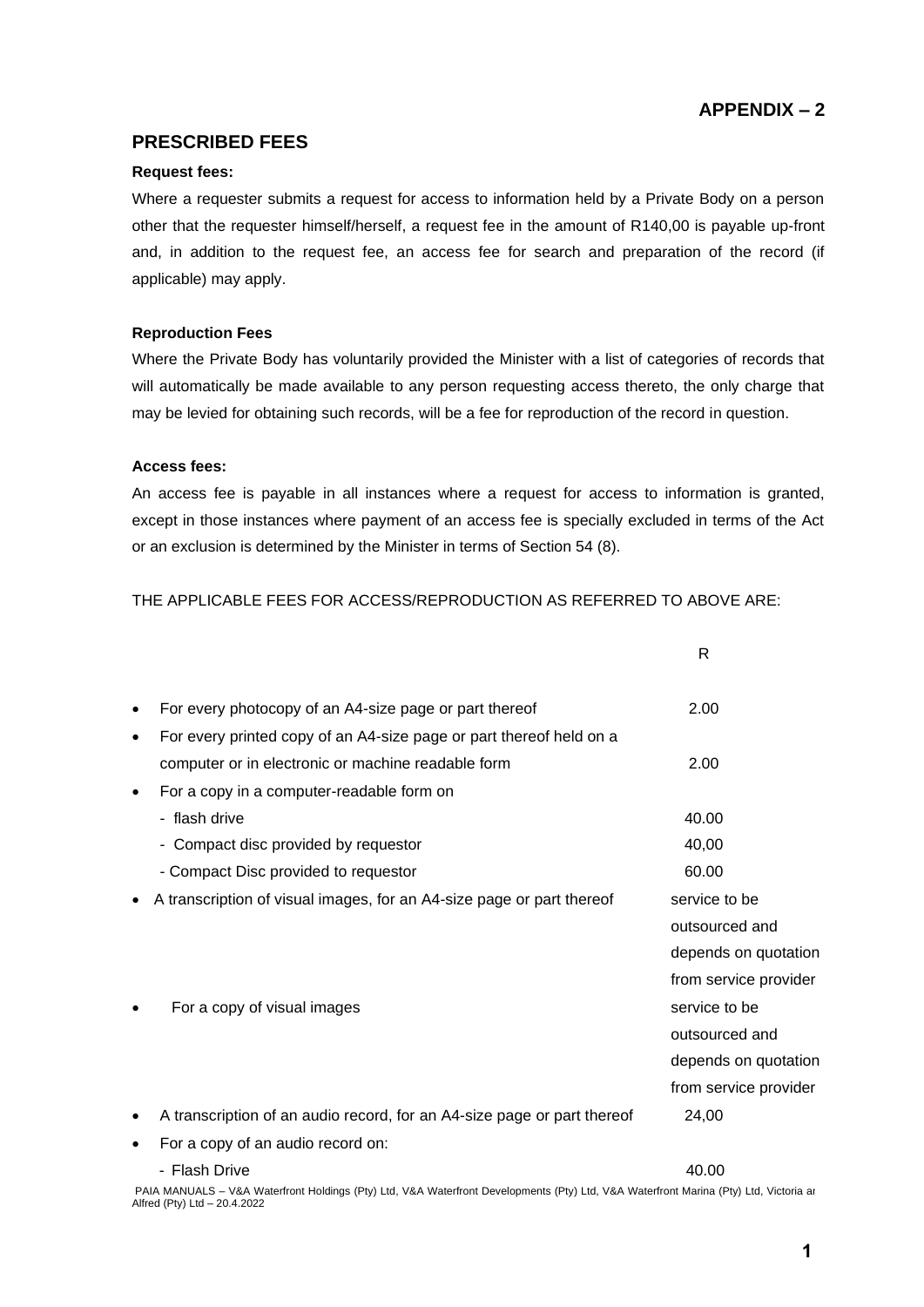## APPENDIX – 2

## PRESCRIBED FEES

**Request fees:**

Where a requester submits a request for access to information held by a Private Body on a person other that the requester himself/herself, a request fee in the amount of R140,00 is payable up-front and, in addition to the request fee, an access fee for search and preparation of the record (if applicable) may apply.

**Reproduction Fees**

Where the Private Body has voluntarily provided the Minister with a list of categories of records that will automatically be made available to any person requesting access thereto, the only charge that may be levied for obtaining such records, will be a fee for reproduction of the record in question.

**Access fees:**

An access fee is payable in all instances where a request for access to information is granted, except in those instances where payment of an access fee is specially excluded in terms of the Act or an exclusion is determined by the Minister in terms of Section 54 (8).

THE APPLICABLE FEES FOR ACCESS/REPRODUCTION AS REFERRED TO ABOVE ARE:

| | R |
|---|---|
| • For every photocopy of an A4-size page or part thereof | 2.00 |
| • For every printed copy of an A4-size page or part thereof held on a computer or in electronic or machine readable form | 2.00 |
| • For a copy in a computer-readable form on | |
| - flash drive | 40.00 |
| - Compact disc provided by requestor | 40,00 |
| - Compact Disc provided to requestor | 60.00 |
| • A transcription of visual images, for an A4-size page or part thereof | service to be outsourced and depends on quotation from service provider |
| • For a copy of visual images | service to be outsourced and depends on quotation from service provider |
| • A transcription of an audio record, for an A4-size page or part thereof | 24,00 |
| • For a copy of an audio record on: | |
| - Flash Drive | 40.00 |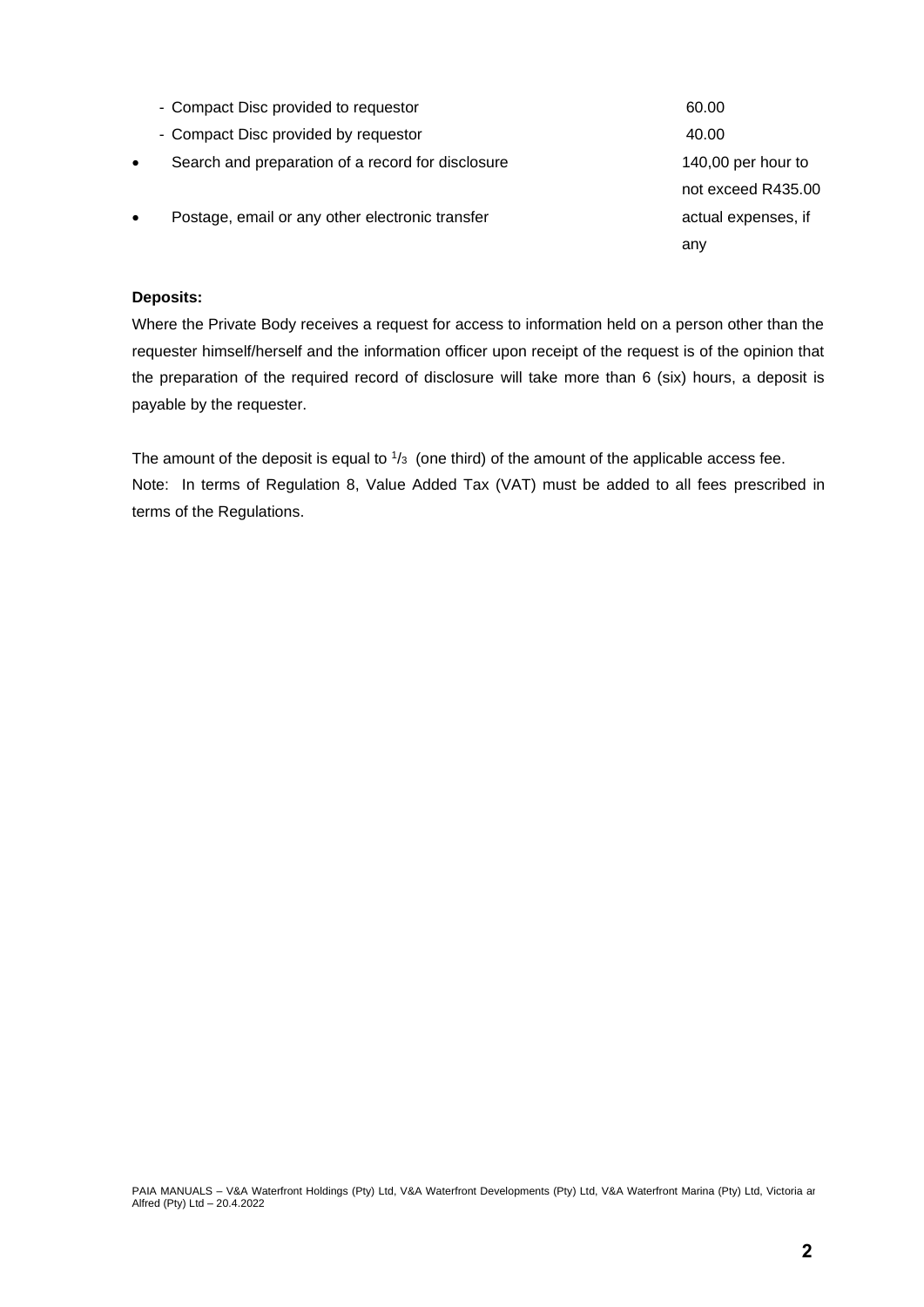| | |
|---|---|
| - Compact Disc provided to requestor | 60.00 |
| - Compact Disc provided by requestor | 40.00 |
| • Search and preparation of a record for disclosure | 140,00 per hour to not exceed R435.00 |
| • Postage, email or any other electronic transfer | actual expenses, if any |

**Deposits:**

Where the Private Body receives a request for access to information held on a person other than the requester himself/herself and the information officer upon receipt of the request is of the opinion that the preparation of the required record of disclosure will take more than 6 (six) hours, a deposit is payable by the requester.

The amount of the deposit is equal to $^1/_3$ (one third) of the amount of the applicable access fee.

Note: In terms of Regulation 8, Value Added Tax (VAT) must be added to all fees prescribed in terms of the Regulations.